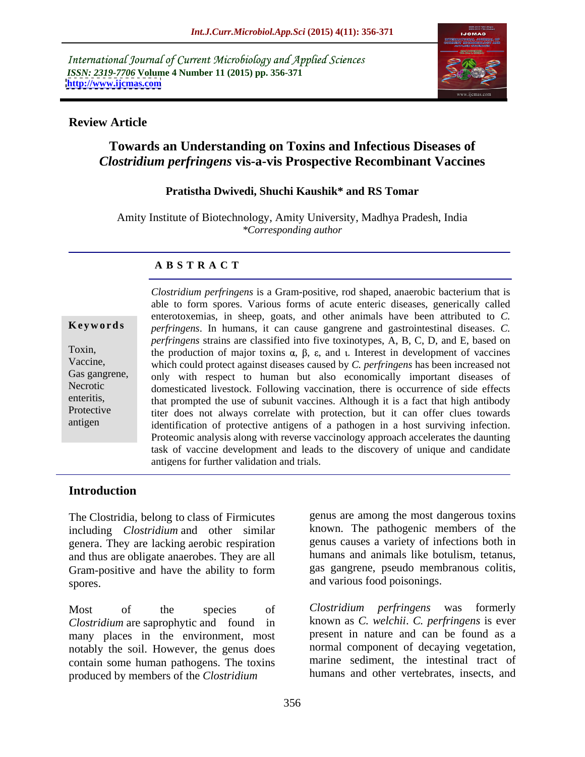*International Journal of Current Microbiology and Applied Sciences*
*ISSN: 2319-7706* **Volume 4 Number 11 (2015) pp. 356-371**
**http://www.ijcmas.com**

**Review Article**

# Towards an Understanding on Toxins and Infectious Diseases of *Clostridium perfringens* vis-a-vis Prospective Recombinant Vaccines

**Pratistha Dwivedi, Shuchi Kaushik\* and RS Tomar**

Amity Institute of Biotechnology, Amity University, Madhya Pradesh, India
*\*Corresponding author*

**A B S T R A C T**

**Keywords**

Toxin, Vaccine, Gas gangrene, Necrotic enteritis, Protective antigen

*Clostridium perfringens* is a Gram-positive, rod shaped, anaerobic bacterium that is able to form spores. Various forms of acute enteric diseases, generically called enterotoxemias, in sheep, goats, and other animals have been attributed to *C. perfringens*. In humans, it can cause gangrene and gastrointestinal diseases. *C. perfringens* strains are classified into five toxinotypes, A, B, C, D, and E, based on the production of major toxins α, β, ε, and ι. Interest in development of vaccines which could protect against diseases caused by *C. perfringens* has been increased not only with respect to human but also economically important diseases of domesticated livestock. Following vaccination, there is occurrence of side effects that prompted the use of subunit vaccines. Although it is a fact that high antibody titer does not always correlate with protection, but it can offer clues towards identification of protective antigens of a pathogen in a host surviving infection. Proteomic analysis along with reverse vaccinology approach accelerates the daunting task of vaccine development and leads to the discovery of unique and candidate antigens for further validation and trials.

## Introduction

The Clostridia, belong to class of Firmicutes including *Clostridium* and other similar genera. They are lacking aerobic respiration and thus are obligate anaerobes. They are all Gram-positive and have the ability to form spores.

Most of the species of *Clostridium* are saprophytic and found in many places in the environment, most notably the soil. However, the genus does contain some human pathogens. The toxins produced by members of the *Clostridium* genus are among the most dangerous toxins known. The pathogenic members of the genus causes a variety of infections both in humans and animals like botulism, tetanus, gas gangrene, pseudo membranous colitis, and various food poisonings.

*Clostridium perfringens* was formerly known as *C. welchii*. *C. perfringens* is ever present in nature and can be found as a normal component of decaying vegetation, marine sediment, the intestinal tract of humans and other vertebrates, insects, and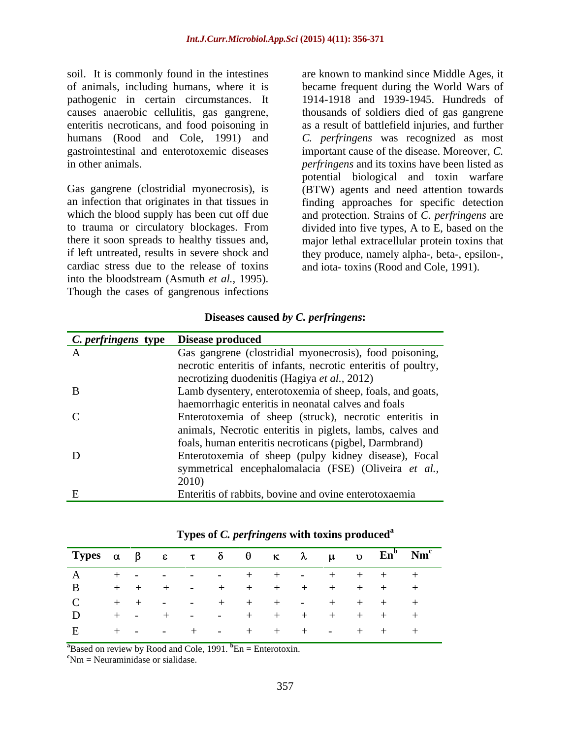soil. It is commonly found in the intestines of animals, including humans, where it is pathogenic in certain circumstances. It causes anaerobic cellulitis, gas gangrene, enteritis necroticans, and food poisoning in humans (Rood and Cole, 1991) and gastrointestinal and enterotoxemic diseases in other animals.

Gas gangrene (clostridial myonecrosis), is an infection that originates in that tissues in which the blood supply has been cut off due to trauma or circulatory blockages. From there it soon spreads to healthy tissues and, if left untreated, results in severe shock and cardiac stress due to the release of toxins into the bloodstream (Asmuth *et al.,* 1995). Though the cases of gangrenous infections are known to mankind since Middle Ages, it became frequent during the World Wars of 1914-1918 and 1939-1945. Hundreds of thousands of soldiers died of gas gangrene as a result of battlefield injuries, and further *C. perfringens* was recognized as most important cause of the disease. Moreover, *C. perfringens* and its toxins have been listed as potential biological and toxin warfare (BTW) agents and need attention towards finding approaches for specific detection and protection. Strains of *C. perfringens* are divided into five types, A to E, based on the major lethal extracellular protein toxins that they produce, namely alpha-, beta-, epsilon-, and iota- toxins (Rood and Cole, 1991).

**Diseases caused *by C. perfringens*:**

| *C. perfringens* type | Disease produced |
|---|---|
| A | Gas gangrene (clostridial myonecrosis), food poisoning, necrotic enteritis of infants, necrotic enteritis of poultry, necrotizing duodenitis (Hagiya *et al.,* 2012) |
| B | Lamb dysentery, enterotoxemia of sheep, foals, and goats, haemorrhagic enteritis in neonatal calves and foals |
| C | Enterotoxemia of sheep (struck), necrotic enteritis in animals, Necrotic enteritis in piglets, lambs, calves and foals, human enteritis necroticans (pigbel, Darmbrand) |
| D | Enterotoxemia of sheep (pulpy kidney disease), Focal symmetrical encephalomalacia (FSE) (Oliveira *et al.,* 2010) |
| E | Enteritis of rabbits, bovine and ovine enterotoxaemia |

**Types of *C. perfringens* with toxins produced[a]**

| Types | α | β | ε | τ | δ | θ | κ | λ | μ | υ | En[b] | Nm[c] |
|---|---|---|---|---|---|---|---|---|---|---|---|---|
| A | + | - | - | - | - | + | + | - | + | + | + | + |
| B | + | + | + | - | + | + | + | + | + | + | + | + |
| C | + | + | - | - | + | + | + | - | + | + | + | + |
| D | + | - | + | - | - | + | + | + | + | + | + | + |
| E | + | - | - | + | - | + | + | + | - | + | + | + |

[a]Based on review by Rood and Cole, 1991. [b]En = Enterotoxin.
[c]Nm = Neuraminidase or sialidase.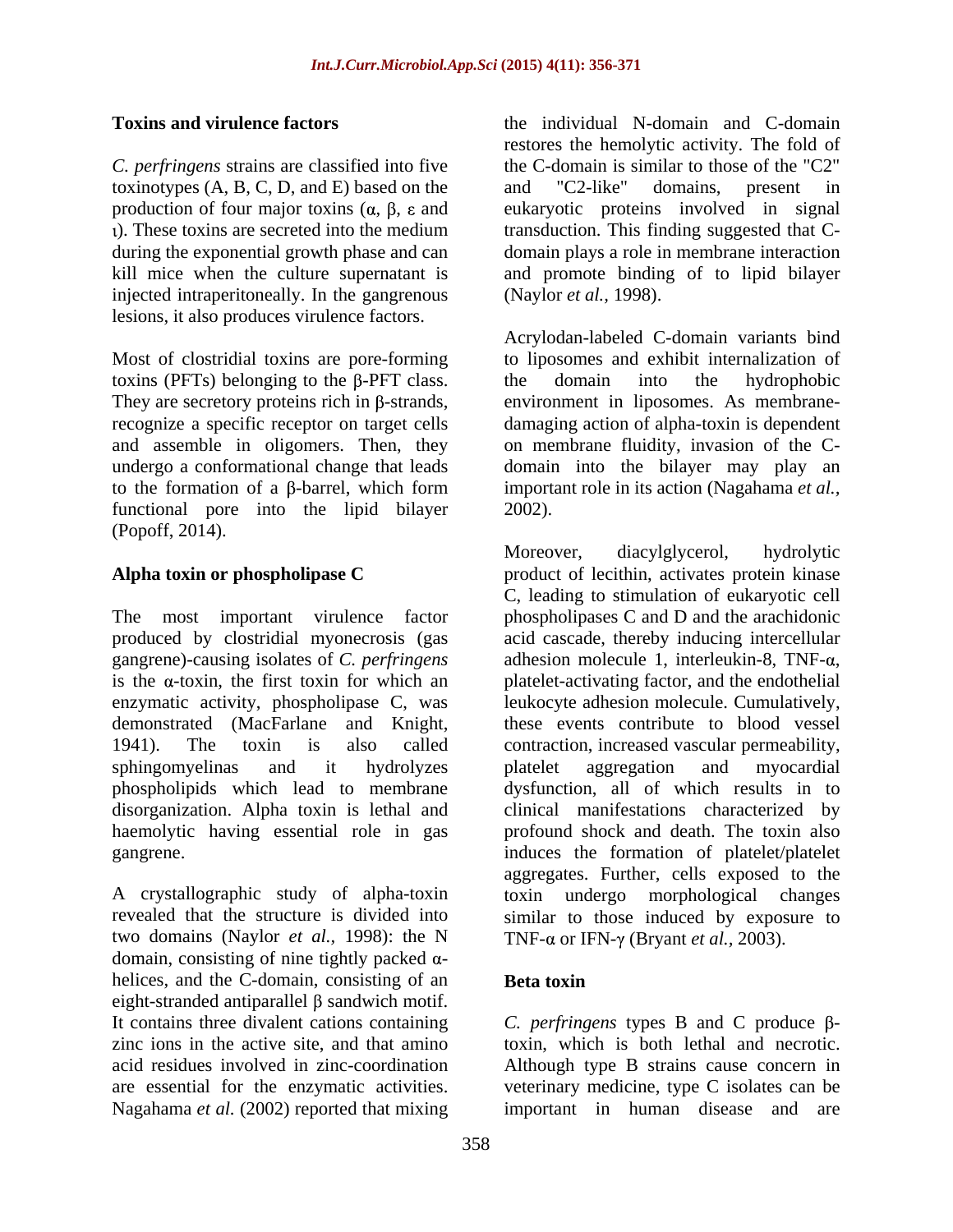## Toxins and virulence factors

*C. perfringens* strains are classified into five toxinotypes (A, B, C, D, and E) based on the production of four major toxins ($\alpha$, $\beta$, $\varepsilon$ and $\iota$). These toxins are secreted into the medium during the exponential growth phase and can kill mice when the culture supernatant is injected intraperitoneally. In the gangrenous lesions, it also produces virulence factors.

Most of clostridial toxins are pore-forming toxins (PFTs) belonging to the $\beta$-PFT class. They are secretory proteins rich in $\beta$-strands, recognize a specific receptor on target cells and assemble in oligomers. Then, they undergo a conformational change that leads to the formation of a $\beta$-barrel, which form functional pore into the lipid bilayer (Popoff, 2014).

## Alpha toxin or phospholipase C

The most important virulence factor produced by clostridial myonecrosis (gas gangrene)-causing isolates of *C. perfringens* is the $\alpha$-toxin, the first toxin for which an enzymatic activity, phospholipase C, was demonstrated (MacFarlane and Knight, 1941). The toxin is also called sphingomyelinas and it hydrolyzes phospholipids which lead to membrane disorganization. Alpha toxin is lethal and haemolytic having essential role in gas gangrene.

A crystallographic study of alpha-toxin revealed that the structure is divided into two domains (Naylor *et al.,* 1998): the N domain, consisting of nine tightly packed $\alpha$-helices, and the C-domain, consisting of an eight-stranded antiparallel $\beta$ sandwich motif. It contains three divalent cations containing zinc ions in the active site, and that amino acid residues involved in zinc-coordination are essential for the enzymatic activities. Nagahama *et al.* (2002) reported that mixing the individual N-domain and C-domain restores the hemolytic activity. The fold of the C-domain is similar to those of the "C2" and "C2-like" domains, present in eukaryotic proteins involved in signal transduction. This finding suggested that C-domain plays a role in membrane interaction and promote binding of to lipid bilayer (Naylor *et al.,* 1998).

Acrylodan-labeled C-domain variants bind to liposomes and exhibit internalization of the domain into the hydrophobic environment in liposomes. As membrane-damaging action of alpha-toxin is dependent on membrane fluidity, invasion of the C-domain into the bilayer may play an important role in its action (Nagahama *et al.,* 2002).

Moreover, diacylglycerol, hydrolytic product of lecithin, activates protein kinase C, leading to stimulation of eukaryotic cell phospholipases C and D and the arachidonic acid cascade, thereby inducing intercellular adhesion molecule 1, interleukin-8, TNF-$\alpha$, platelet-activating factor, and the endothelial leukocyte adhesion molecule. Cumulatively, these events contribute to blood vessel contraction, increased vascular permeability, platelet aggregation and myocardial dysfunction, all of which results in to clinical manifestations characterized by profound shock and death. The toxin also induces the formation of platelet/platelet aggregates. Further, cells exposed to the toxin undergo morphological changes similar to those induced by exposure to TNF-$\alpha$ or IFN-$\gamma$ (Bryant *et al.,* 2003).

## Beta toxin

*C. perfringens* types B and C produce $\beta$-toxin, which is both lethal and necrotic. Although type B strains cause concern in veterinary medicine, type C isolates can be important in human disease and are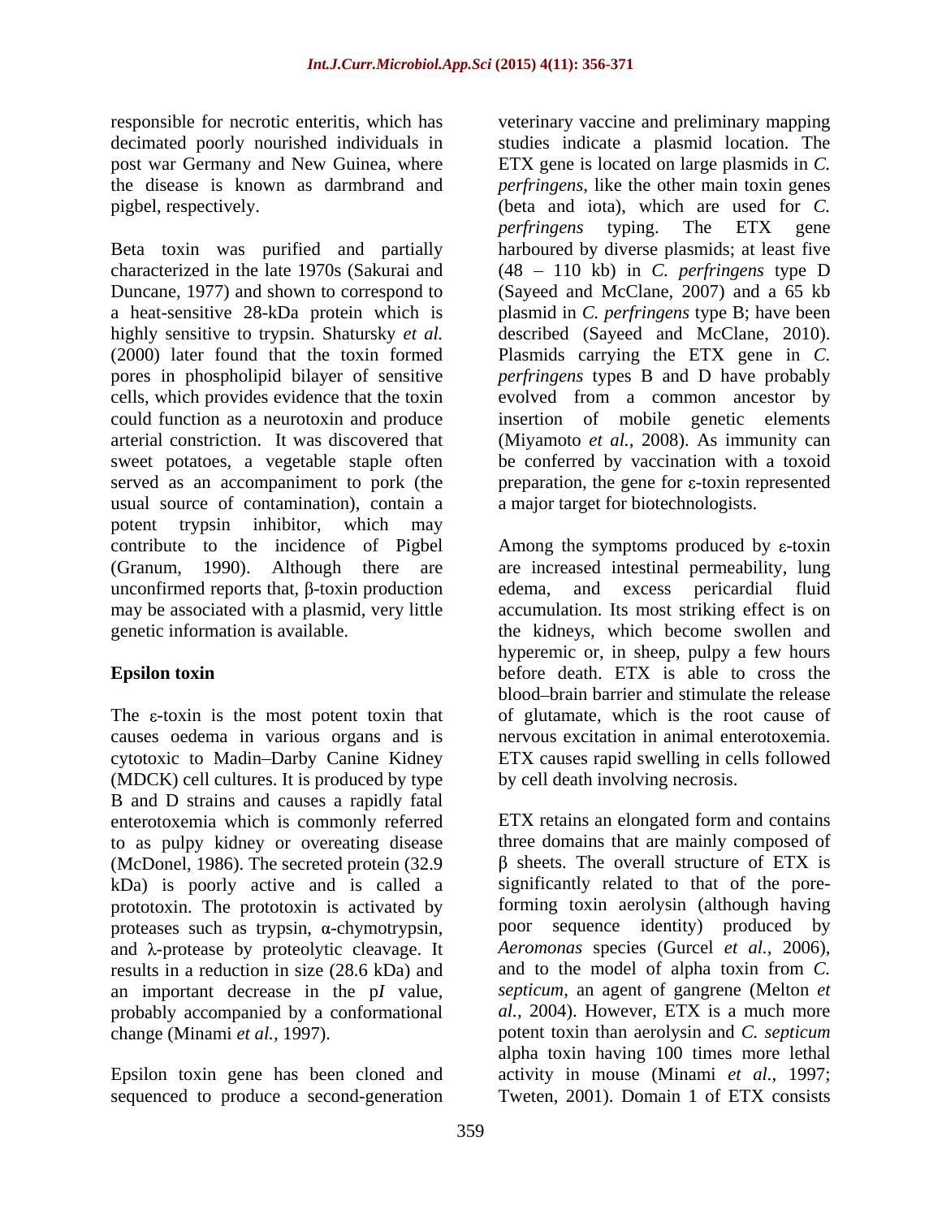responsible for necrotic enteritis, which has decimated poorly nourished individuals in post war Germany and New Guinea, where the disease is known as darmbrand and pigbel, respectively.

Beta toxin was purified and partially characterized in the late 1970s (Sakurai and Duncane, 1977) and shown to correspond to a heat-sensitive 28-kDa protein which is highly sensitive to trypsin. Shatursky *et al.* (2000) later found that the toxin formed pores in phospholipid bilayer of sensitive cells, which provides evidence that the toxin could function as a neurotoxin and produce arterial constriction. It was discovered that sweet potatoes, a vegetable staple often served as an accompaniment to pork (the usual source of contamination), contain a potent trypsin inhibitor, which may contribute to the incidence of Pigbel (Granum, 1990). Although there are unconfirmed reports that, β-toxin production may be associated with a plasmid, very little genetic information is available.

**Epsilon toxin**

The ε-toxin is the most potent toxin that causes oedema in various organs and is cytotoxic to Madin–Darby Canine Kidney (MDCK) cell cultures. It is produced by type B and D strains and causes a rapidly fatal enterotoxemia which is commonly referred to as pulpy kidney or overeating disease (McDonel, 1986). The secreted protein (32.9 kDa) is poorly active and is called a prototoxin. The prototoxin is activated by proteases such as trypsin, α-chymotrypsin, and λ-protease by proteolytic cleavage. It results in a reduction in size (28.6 kDa) and an important decrease in the p*I* value, probably accompanied by a conformational change (Minami *et al.,* 1997).

Epsilon toxin gene has been cloned and sequenced to produce a second-generation veterinary vaccine and preliminary mapping studies indicate a plasmid location. The ETX gene is located on large plasmids in *C. perfringens*, like the other main toxin genes (beta and iota), which are used for *C. perfringens* typing. The ETX gene harboured by diverse plasmids; at least five (48 – 110 kb) in *C. perfringens* type D (Sayeed and McClane, 2007) and a 65 kb plasmid in *C. perfringens* type B; have been described (Sayeed and McClane, 2010). Plasmids carrying the ETX gene in *C. perfringens* types B and D have probably evolved from a common ancestor by insertion of mobile genetic elements (Miyamoto *et al.,* 2008). As immunity can be conferred by vaccination with a toxoid preparation, the gene for ε-toxin represented a major target for biotechnologists.

Among the symptoms produced by ε-toxin are increased intestinal permeability, lung edema, and excess pericardial fluid accumulation. Its most striking effect is on the kidneys, which become swollen and hyperemic or, in sheep, pulpy a few hours before death. ETX is able to cross the blood–brain barrier and stimulate the release of glutamate, which is the root cause of nervous excitation in animal enterotoxemia. ETX causes rapid swelling in cells followed by cell death involving necrosis.

ETX retains an elongated form and contains three domains that are mainly composed of β sheets. The overall structure of ETX is significantly related to that of the pore-forming toxin aerolysin (although having poor sequence identity) produced by *Aeromonas* species (Gurcel *et al.,* 2006), and to the model of alpha toxin from *C. septicum*, an agent of gangrene (Melton *et al.,* 2004). However, ETX is a much more potent toxin than aerolysin and *C. septicum* alpha toxin having 100 times more lethal activity in mouse (Minami *et al.,* 1997; Tweten, 2001). Domain 1 of ETX consists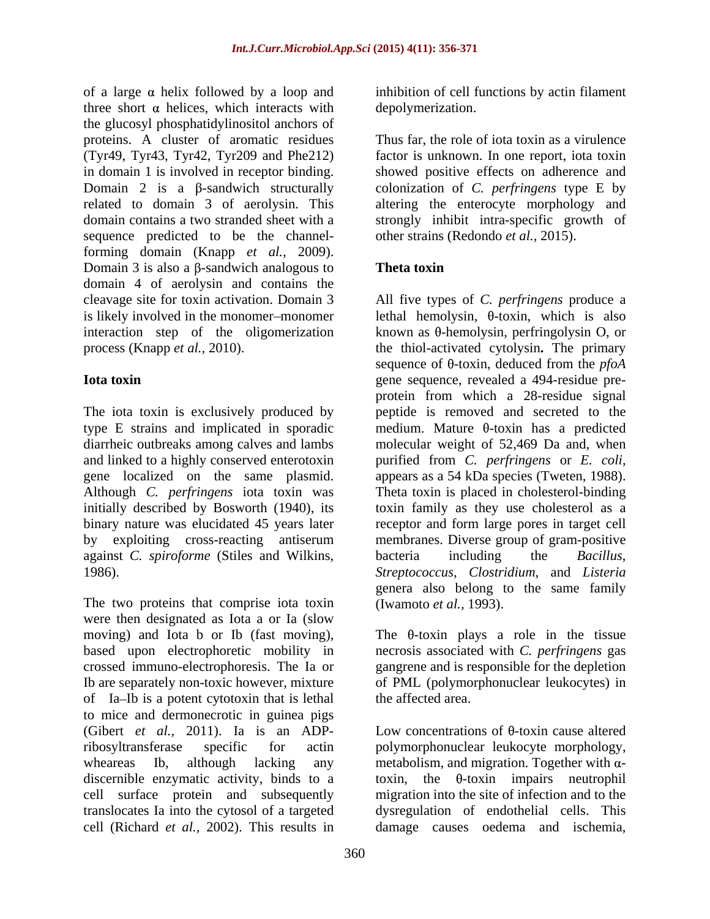of a large α helix followed by a loop and three short α helices, which interacts with the glucosyl phosphatidylinositol anchors of proteins. A cluster of aromatic residues (Tyr49, Tyr43, Tyr42, Tyr209 and Phe212) in domain 1 is involved in receptor binding. Domain 2 is a β-sandwich structurally related to domain 3 of aerolysin. This domain contains a two stranded sheet with a sequence predicted to be the channel-forming domain (Knapp *et al.*, 2009). Domain 3 is also a β-sandwich analogous to domain 4 of aerolysin and contains the cleavage site for toxin activation. Domain 3 is likely involved in the monomer–monomer interaction step of the oligomerization process (Knapp *et al.*, 2010).

**Iota toxin**

The iota toxin is exclusively produced by type E strains and implicated in sporadic diarrheic outbreaks among calves and lambs and linked to a highly conserved enterotoxin gene localized on the same plasmid. Although *C. perfringens* iota toxin was initially described by Bosworth (1940), its binary nature was elucidated 45 years later by exploiting cross-reacting antiserum against *C. spiroforme* (Stiles and Wilkins, 1986).

The two proteins that comprise iota toxin were then designated as Iota a or Ia (slow moving) and Iota b or Ib (fast moving), based upon electrophoretic mobility in crossed immuno-electrophoresis. The Ia or Ib are separately non-toxic however, mixture of Ia–Ib is a potent cytotoxin that is lethal to mice and dermonecrotic in guinea pigs (Gibert *et al.*, 2011). Ia is an ADP-ribosyltransferase specific for actin wheareas Ib, although lacking any discernible enzymatic activity, binds to a cell surface protein and subsequently translocates Ia into the cytosol of a targeted cell (Richard *et al.*, 2002). This results in inhibition of cell functions by actin filament depolymerization.

Thus far, the role of iota toxin as a virulence factor is unknown. In one report, iota toxin showed positive effects on adherence and colonization of *C. perfringens* type E by altering the enterocyte morphology and strongly inhibit intra-specific growth of other strains (Redondo *et al.*, 2015).

**Theta toxin**

All five types of *C. perfringens* produce a lethal hemolysin, θ-toxin, which is also known as θ-hemolysin, perfringolysin O, or the thiol-activated cytolysin**.** The primary sequence of θ-toxin, deduced from the *pfoA* gene sequence, revealed a 494-residue pre-protein from which a 28-residue signal peptide is removed and secreted to the medium. Mature θ-toxin has a predicted molecular weight of 52,469 Da and, when purified from *C. perfringens* or *E. coli*, appears as a 54 kDa species (Tweten, 1988). Theta toxin is placed in cholesterol-binding toxin family as they use cholesterol as a receptor and form large pores in target cell membranes. Diverse group of gram-positive bacteria including the *Bacillus*, *Streptococcus*, *Clostridium*, and *Listeria* genera also belong to the same family (Iwamoto *et al.*, 1993).

The θ-toxin plays a role in the tissue necrosis associated with *C. perfringens* gas gangrene and is responsible for the depletion of PML (polymorphonuclear leukocytes) in the affected area.

Low concentrations of θ-toxin cause altered polymorphonuclear leukocyte morphology, metabolism, and migration. Together with α-toxin, the θ-toxin impairs neutrophil migration into the site of infection and to the dysregulation of endothelial cells. This damage causes oedema and ischemia,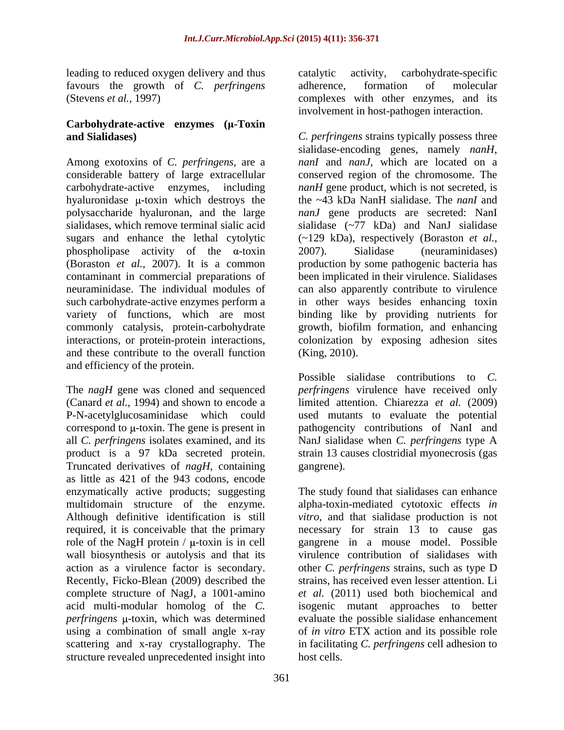leading to reduced oxygen delivery and thus favours the growth of *C. perfringens* (Stevens *et al.,* 1997)

### Carbohydrate-active enzymes (μ-Toxin and Sialidases)

Among exotoxins of *C. perfringens,* are a considerable battery of large extracellular carbohydrate-active enzymes, including hyaluronidase μ-toxin which destroys the polysaccharide hyaluronan, and the large sialidases, which remove terminal sialic acid sugars and enhance the lethal cytolytic phospholipase activity of the α-toxin (Boraston *et al.,* 2007). It is a common contaminant in commercial preparations of neuraminidase. The individual modules of such carbohydrate-active enzymes perform a variety of functions, which are most commonly catalysis, protein-carbohydrate interactions, or protein-protein interactions, and these contribute to the overall function and efficiency of the protein.

The *nagH* gene was cloned and sequenced (Canard *et al.,* 1994) and shown to encode a P-N-acetylglucosaminidase which could correspond to μ-toxin. The gene is present in all *C. perfringens* isolates examined, and its product is a 97 kDa secreted protein. Truncated derivatives of *nagH*, containing as little as 421 of the 943 codons, encode enzymatically active products; suggesting multidomain structure of the enzyme. Although definitive identification is still required, it is conceivable that the primary role of the NagH protein / μ-toxin is in cell wall biosynthesis or autolysis and that its action as a virulence factor is secondary. Recently, Ficko-Blean (2009) described the complete structure of NagJ, a 1001-amino acid multi-modular homolog of the *C. perfringens* μ-toxin, which was determined using a combination of small angle x-ray scattering and x-ray crystallography. The structure revealed unprecedented insight into catalytic activity, carbohydrate-specific adherence, formation of molecular complexes with other enzymes, and its involvement in host-pathogen interaction.

*C. perfringens* strains typically possess three sialidase-encoding genes, namely *nanH*, *nanI* and *nanJ*, which are located on a conserved region of the chromosome. The *nanH* gene product, which is not secreted, is the ~43 kDa NanH sialidase. The *nanI* and *nanJ* gene products are secreted: NanI sialidase (~77 kDa) and NanJ sialidase (~129 kDa), respectively (Boraston *et al.,* 2007). Sialidase (neuraminidases) production by some pathogenic bacteria has been implicated in their virulence. Sialidases can also apparently contribute to virulence in other ways besides enhancing toxin binding like by providing nutrients for growth, biofilm formation, and enhancing colonization by exposing adhesion sites (King, 2010).

Possible sialidase contributions to *C. perfringens* virulence have received only limited attention. Chiarezza *et al.* (2009) used mutants to evaluate the potential pathogencity contributions of NanI and NanJ sialidase when *C. perfringens* type A strain 13 causes clostridial myonecrosis (gas gangrene).

The study found that sialidases can enhance alpha-toxin-mediated cytotoxic effects *in vitro*, and that sialidase production is not necessary for strain 13 to cause gas gangrene in a mouse model. Possible virulence contribution of sialidases with other *C. perfringens* strains, such as type D strains, has received even lesser attention. Li *et al.* (2011) used both biochemical and isogenic mutant approaches to better evaluate the possible sialidase enhancement of *in vitro* ETX action and its possible role in facilitating *C. perfringens* cell adhesion to host cells.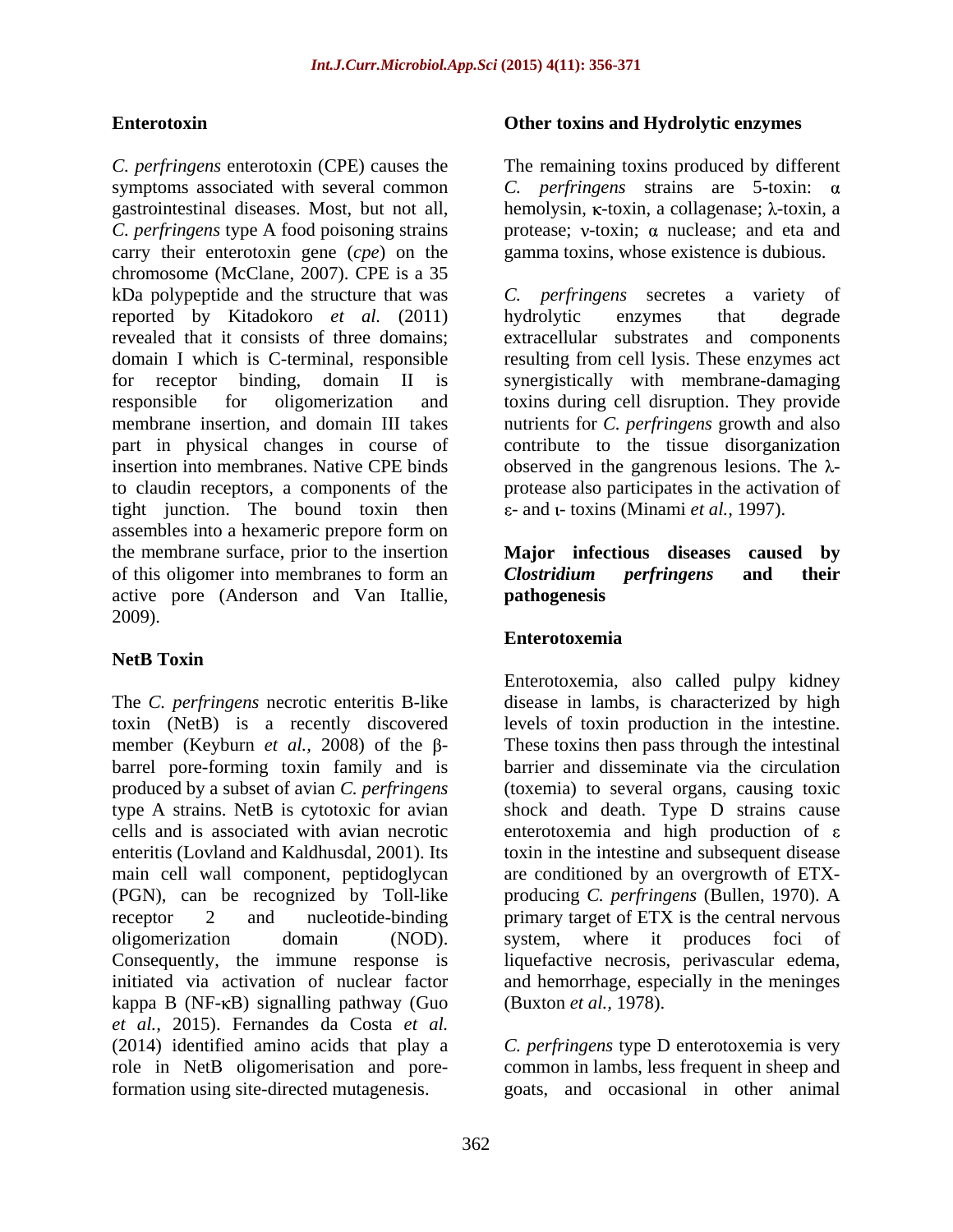## Enterotoxin

*C. perfringens* enterotoxin (CPE) causes the symptoms associated with several common gastrointestinal diseases. Most, but not all, *C. perfringens* type A food poisoning strains carry their enterotoxin gene (*cpe*) on the chromosome (McClane, 2007). CPE is a 35 kDa polypeptide and the structure that was reported by Kitadokoro *et al.* (2011) revealed that it consists of three domains; domain I which is C-terminal, responsible for receptor binding, domain II is responsible for oligomerization and membrane insertion, and domain III takes part in physical changes in course of insertion into membranes. Native CPE binds to claudin receptors, a components of the tight junction. The bound toxin then assembles into a hexameric prepore form on the membrane surface, prior to the insertion of this oligomer into membranes to form an active pore (Anderson and Van Itallie, 2009).

## NetB Toxin

The *C. perfringens* necrotic enteritis B-like toxin (NetB) is a recently discovered member (Keyburn *et al.*, 2008) of the β-barrel pore-forming toxin family and is produced by a subset of avian *C. perfringens* type A strains. NetB is cytotoxic for avian cells and is associated with avian necrotic enteritis (Lovland and Kaldhusdal, 2001). Its main cell wall component, peptidoglycan (PGN), can be recognized by Toll-like receptor 2 and nucleotide-binding oligomerization domain (NOD). Consequently, the immune response is initiated via activation of nuclear factor kappa B (NF-κB) signalling pathway (Guo *et al.*, 2015). Fernandes da Costa *et al.* (2014) identified amino acids that play a role in NetB oligomerisation and pore-formation using site-directed mutagenesis.

## Other toxins and Hydrolytic enzymes

The remaining toxins produced by different *C. perfringens* strains are 5-toxin: α hemolysin, κ-toxin, a collagenase; λ-toxin, a protease; ν-toxin; α nuclease; and eta and gamma toxins, whose existence is dubious.

*C. perfringens* secretes a variety of hydrolytic enzymes that degrade extracellular substrates and components resulting from cell lysis. These enzymes act synergistically with membrane-damaging toxins during cell disruption. They provide nutrients for *C. perfringens* growth and also contribute to the tissue disorganization observed in the gangrenous lesions. The λ-protease also participates in the activation of ε- and ι- toxins (Minami *et al.*, 1997).

## Major infectious diseases caused by *Clostridium perfringens* and their pathogenesis

### Enterotoxemia

Enterotoxemia, also called pulpy kidney disease in lambs, is characterized by high levels of toxin production in the intestine. These toxins then pass through the intestinal barrier and disseminate via the circulation (toxemia) to several organs, causing toxic shock and death. Type D strains cause enterotoxemia and high production of ε toxin in the intestine and subsequent disease are conditioned by an overgrowth of ETX-producing *C. perfringens* (Bullen, 1970). A primary target of ETX is the central nervous system, where it produces foci of liquefactive necrosis, perivascular edema, and hemorrhage, especially in the meninges (Buxton *et al.*, 1978).

*C. perfringens* type D enterotoxemia is very common in lambs, less frequent in sheep and goats, and occasional in other animal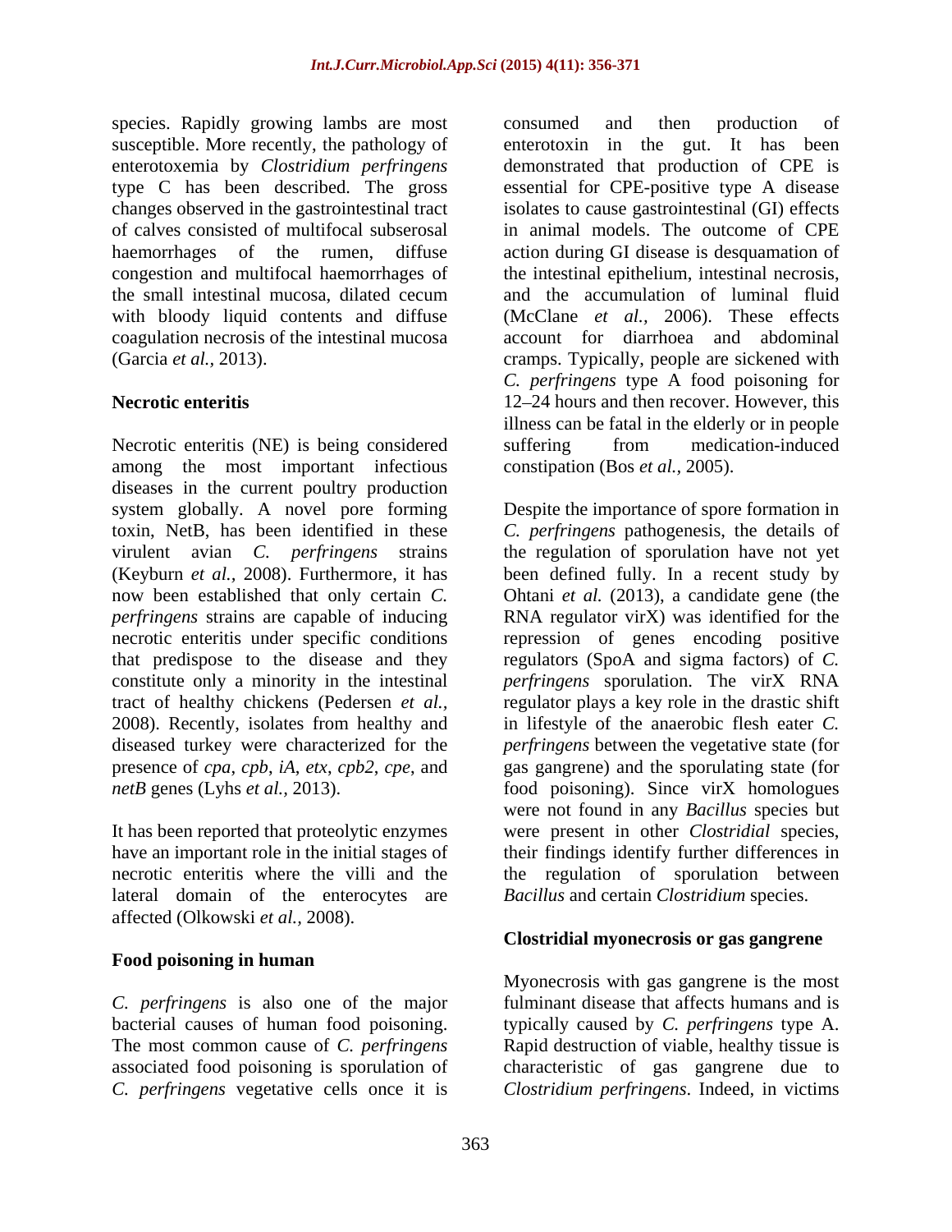species. Rapidly growing lambs are most susceptible. More recently, the pathology of enterotoxemia by *Clostridium perfringens* type C has been described. The gross changes observed in the gastrointestinal tract of calves consisted of multifocal subserosal haemorrhages of the rumen, diffuse congestion and multifocal haemorrhages of the small intestinal mucosa, dilated cecum with bloody liquid contents and diffuse coagulation necrosis of the intestinal mucosa (Garcia *et al.,* 2013).

## Necrotic enteritis

Necrotic enteritis (NE) is being considered among the most important infectious diseases in the current poultry production system globally. A novel pore forming toxin, NetB, has been identified in these virulent avian *C. perfringens* strains (Keyburn *et al.,* 2008). Furthermore, it has now been established that only certain *C. perfringens* strains are capable of inducing necrotic enteritis under specific conditions that predispose to the disease and they constitute only a minority in the intestinal tract of healthy chickens (Pedersen *et al.,* 2008). Recently, isolates from healthy and diseased turkey were characterized for the presence of *cpa*, *cpb*, *iA*, *etx*, *cpb2*, *cpe*, and *netB* genes (Lyhs *et al.,* 2013).

It has been reported that proteolytic enzymes have an important role in the initial stages of necrotic enteritis where the villi and the lateral domain of the enterocytes are affected (Olkowski *et al.,* 2008).

## Food poisoning in human

*C. perfringens* is also one of the major bacterial causes of human food poisoning. The most common cause of *C. perfringens* associated food poisoning is sporulation of *C. perfringens* vegetative cells once it is consumed and then production of enterotoxin in the gut. It has been demonstrated that production of CPE is essential for CPE-positive type A disease isolates to cause gastrointestinal (GI) effects in animal models. The outcome of CPE action during GI disease is desquamation of the intestinal epithelium, intestinal necrosis, and the accumulation of luminal fluid (McClane *et al.,* 2006). These effects account for diarrhoea and abdominal cramps. Typically, people are sickened with *C. perfringens* type A food poisoning for 12–24 hours and then recover. However, this illness can be fatal in the elderly or in people suffering from medication-induced constipation (Bos *et al.,* 2005).

Despite the importance of spore formation in *C. perfringens* pathogenesis, the details of the regulation of sporulation have not yet been defined fully. In a recent study by Ohtani *et al.* (2013), a candidate gene (the RNA regulator virX) was identified for the repression of genes encoding positive regulators (SpoA and sigma factors) of *C. perfringens* sporulation. The virX RNA regulator plays a key role in the drastic shift in lifestyle of the anaerobic flesh eater *C. perfringens* between the vegetative state (for gas gangrene) and the sporulating state (for food poisoning). Since virX homologues were not found in any *Bacillus* species but were present in other *Clostridial* species, their findings identify further differences in the regulation of sporulation between *Bacillus* and certain *Clostridium* species.

## Clostridial myonecrosis or gas gangrene

Myonecrosis with gas gangrene is the most fulminant disease that affects humans and is typically caused by *C. perfringens* type A. Rapid destruction of viable, healthy tissue is characteristic of gas gangrene due to *Clostridium perfringens*. Indeed, in victims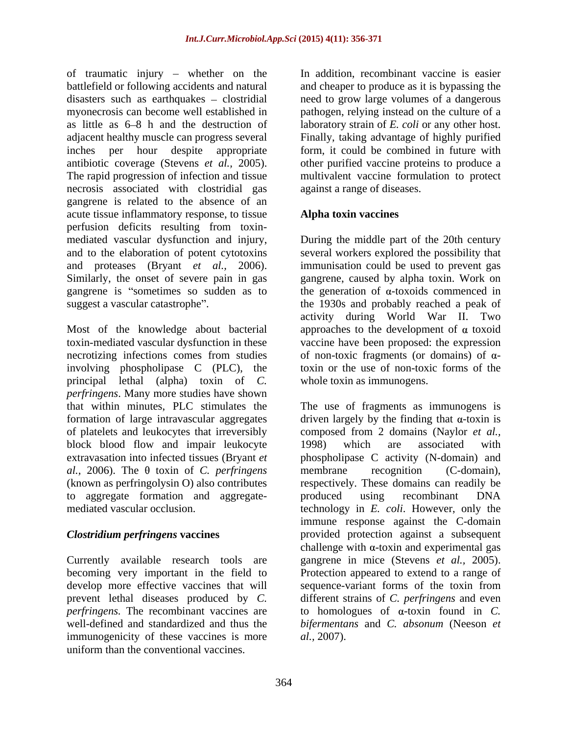of traumatic injury – whether on the battlefield or following accidents and natural disasters such as earthquakes – clostridial myonecrosis can become well established in as little as 6–8 h and the destruction of adjacent healthy muscle can progress several inches per hour despite appropriate antibiotic coverage (Stevens *et al.,* 2005). The rapid progression of infection and tissue necrosis associated with clostridial gas gangrene is related to the absence of an acute tissue inflammatory response, to tissue perfusion deficits resulting from toxin-mediated vascular dysfunction and injury, and to the elaboration of potent cytotoxins and proteases (Bryant *et al.,* 2006). Similarly, the onset of severe pain in gas gangrene is "sometimes so sudden as to suggest a vascular catastrophe".

Most of the knowledge about bacterial toxin-mediated vascular dysfunction in these necrotizing infections comes from studies involving phospholipase C (PLC), the principal lethal (alpha) toxin of *C. perfringens*. Many more studies have shown that within minutes, PLC stimulates the formation of large intravascular aggregates of platelets and leukocytes that irreversibly block blood flow and impair leukocyte extravasation into infected tissues (Bryant *et al.,* 2006). The θ toxin of *C. perfringens* (known as perfringolysin O) also contributes to aggregate formation and aggregate-mediated vascular occlusion.

## *Clostridium perfringens* vaccines

Currently available research tools are becoming very important in the field to develop more effective vaccines that will prevent lethal diseases produced by *C. perfringens.* The recombinant vaccines are well-defined and standardized and thus the immunogenicity of these vaccines is more uniform than the conventional vaccines. In addition, recombinant vaccine is easier and cheaper to produce as it is bypassing the need to grow large volumes of a dangerous pathogen, relying instead on the culture of a laboratory strain of *E. coli* or any other host. Finally, taking advantage of highly purified form, it could be combined in future with other purified vaccine proteins to produce a multivalent vaccine formulation to protect against a range of diseases.

## Alpha toxin vaccines

During the middle part of the 20th century several workers explored the possibility that immunisation could be used to prevent gas gangrene, caused by alpha toxin. Work on the generation of α-toxoids commenced in the 1930s and probably reached a peak of activity during World War II. Two approaches to the development of α toxoid vaccine have been proposed: the expression of non-toxic fragments (or domains) of α-toxin or the use of non-toxic forms of the whole toxin as immunogens.

The use of fragments as immunogens is driven largely by the finding that α-toxin is composed from 2 domains (Naylor *et al.,* 1998) which are associated with phospholipase C activity (N-domain) and membrane recognition (C-domain), respectively. These domains can readily be produced using recombinant DNA technology in *E. coli*. However, only the immune response against the C-domain provided protection against a subsequent challenge with α-toxin and experimental gas gangrene in mice (Stevens *et al.,* 2005). Protection appeared to extend to a range of sequence-variant forms of the toxin from different strains of *C. perfringens* and even to homologues of α-toxin found in *C. bifermentans* and *C. absonum* (Neeson *et al.,* 2007).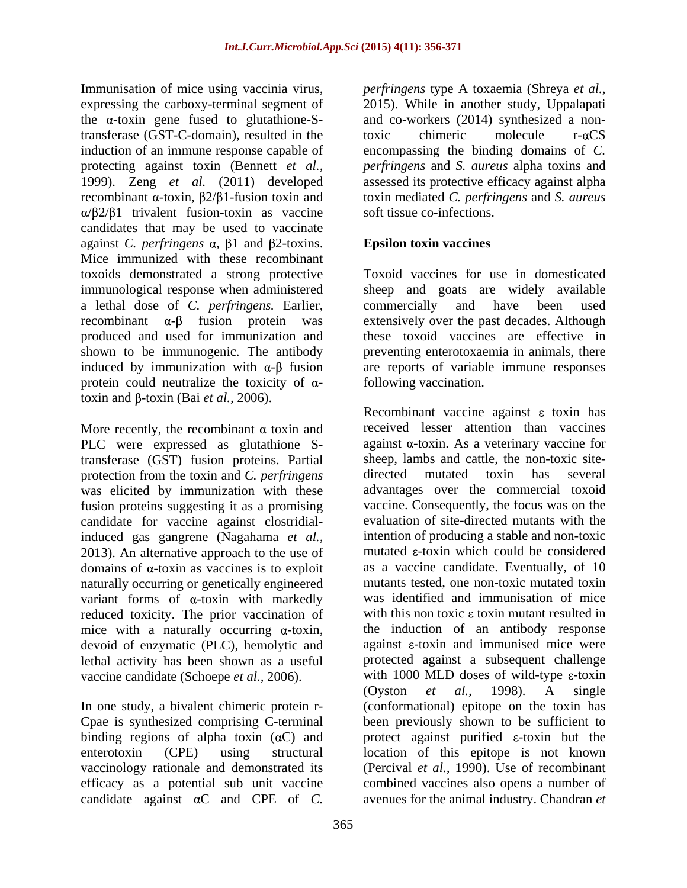Immunisation of mice using vaccinia virus, expressing the carboxy-terminal segment of the α-toxin gene fused to glutathione-S-transferase (GST-C-domain), resulted in the induction of an immune response capable of protecting against toxin (Bennett *et al.*, 1999). Zeng *et al.* (2011) developed recombinant α-toxin, β2/β1-fusion toxin and α/β2/β1 trivalent fusion-toxin as vaccine candidates that may be used to vaccinate against *C. perfringens* α, β1 and β2-toxins. Mice immunized with these recombinant toxoids demonstrated a strong protective immunological response when administered a lethal dose of *C. perfringens.* Earlier, recombinant α-β fusion protein was produced and used for immunization and shown to be immunogenic. The antibody induced by immunization with α-β fusion protein could neutralize the toxicity of α-toxin and β-toxin (Bai *et al.*, 2006).

More recently, the recombinant α toxin and PLC were expressed as glutathione S-transferase (GST) fusion proteins. Partial protection from the toxin and *C. perfringens* was elicited by immunization with these fusion proteins suggesting it as a promising candidate for vaccine against clostridial-induced gas gangrene (Nagahama *et al.,* 2013). An alternative approach to the use of domains of α-toxin as vaccines is to exploit naturally occurring or genetically engineered variant forms of α-toxin with markedly reduced toxicity. The prior vaccination of mice with a naturally occurring α-toxin, devoid of enzymatic (PLC), hemolytic and lethal activity has been shown as a useful vaccine candidate (Schoepe *et al.*, 2006).

In one study, a bivalent chimeric protein r-Cpae is synthesized comprising C-terminal binding regions of alpha toxin (αC) and enterotoxin (CPE) using structural vaccinology rationale and demonstrated its efficacy as a potential sub unit vaccine candidate against αC and CPE of *C. perfringens* type A toxaemia (Shreya *et al.*, 2015). While in another study, Uppalapati and co-workers (2014) synthesized a non-toxic chimeric molecule r-αCS encompassing the binding domains of *C. perfringens* and *S. aureus* alpha toxins and assessed its protective efficacy against alpha toxin mediated *C. perfringens* and *S. aureus* soft tissue co-infections.

## Epsilon toxin vaccines

Toxoid vaccines for use in domesticated sheep and goats are widely available commercially and have been used extensively over the past decades. Although these toxoid vaccines are effective in preventing enterotoxaemia in animals, there are reports of variable immune responses following vaccination.

Recombinant vaccine against ε toxin has received lesser attention than vaccines against α-toxin. As a veterinary vaccine for sheep, lambs and cattle, the non-toxic site-directed mutated toxin has several advantages over the commercial toxoid vaccine. Consequently, the focus was on the evaluation of site-directed mutants with the intention of producing a stable and non-toxic mutated ε-toxin which could be considered as a vaccine candidate. Eventually, of 10 mutants tested, one non-toxic mutated toxin was identified and immunisation of mice with this non toxic ε toxin mutant resulted in the induction of an antibody response against ε-toxin and immunised mice were protected against a subsequent challenge with 1000 MLD doses of wild-type ε-toxin (Oyston *et al.*, 1998). A single (conformational) epitope on the toxin has been previously shown to be sufficient to protect against purified ε-toxin but the location of this epitope is not known (Percival *et al.*, 1990). Use of recombinant combined vaccines also opens a number of avenues for the animal industry. Chandran *et*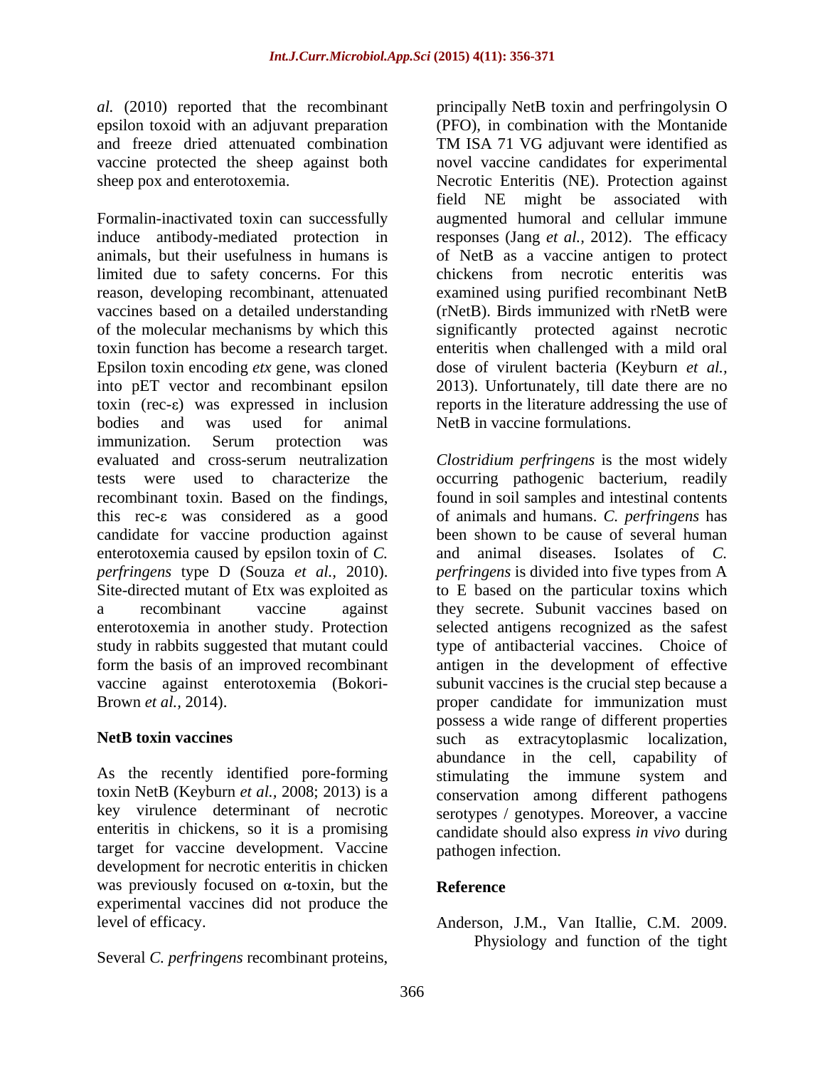*al.* (2010) reported that the recombinant epsilon toxoid with an adjuvant preparation and freeze dried attenuated combination vaccine protected the sheep against both sheep pox and enterotoxemia.

Formalin-inactivated toxin can successfully induce antibody-mediated protection in animals, but their usefulness in humans is limited due to safety concerns. For this reason, developing recombinant, attenuated vaccines based on a detailed understanding of the molecular mechanisms by which this toxin function has become a research target. Epsilon toxin encoding *etx* gene, was cloned into pET vector and recombinant epsilon toxin (rec-ε) was expressed in inclusion bodies and was used for animal immunization. Serum protection was evaluated and cross-serum neutralization tests were used to characterize the recombinant toxin. Based on the findings, this rec-ε was considered as a good candidate for vaccine production against enterotoxemia caused by epsilon toxin of *C. perfringens* type D (Souza *et al.,* 2010). Site-directed mutant of Etx was exploited as a recombinant vaccine against enterotoxemia in another study. Protection study in rabbits suggested that mutant could form the basis of an improved recombinant vaccine against enterotoxemia (Bokori-Brown *et al.,* 2014).

**NetB toxin vaccines**

As the recently identified pore-forming toxin NetB (Keyburn *et al.,* 2008; 2013) is a key virulence determinant of necrotic enteritis in chickens, so it is a promising target for vaccine development. Vaccine development for necrotic enteritis in chicken was previously focused on α-toxin, but the experimental vaccines did not produce the level of efficacy.

Several *C. perfringens* recombinant proteins, principally NetB toxin and perfringolysin O (PFO), in combination with the Montanide TM ISA 71 VG adjuvant were identified as novel vaccine candidates for experimental Necrotic Enteritis (NE). Protection against field NE might be associated with augmented humoral and cellular immune responses (Jang *et al.,* 2012). The efficacy of NetB as a vaccine antigen to protect chickens from necrotic enteritis was examined using purified recombinant NetB (rNetB). Birds immunized with rNetB were significantly protected against necrotic enteritis when challenged with a mild oral dose of virulent bacteria (Keyburn *et al.,* 2013). Unfortunately, till date there are no reports in the literature addressing the use of NetB in vaccine formulations.

*Clostridium perfringens* is the most widely occurring pathogenic bacterium, readily found in soil samples and intestinal contents of animals and humans. *C. perfringens* has been shown to be cause of several human and animal diseases. Isolates of *C. perfringens* is divided into five types from A to E based on the particular toxins which they secrete. Subunit vaccines based on selected antigens recognized as the safest type of antibacterial vaccines. Choice of antigen in the development of effective subunit vaccines is the crucial step because a proper candidate for immunization must possess a wide range of different properties such as extracytoplasmic localization, abundance in the cell, capability of stimulating the immune system and conservation among different pathogens serotypes / genotypes. Moreover, a vaccine candidate should also express *in vivo* during pathogen infection.

## Reference

Anderson, J.M., Van Itallie, C.M. 2009. Physiology and function of the tight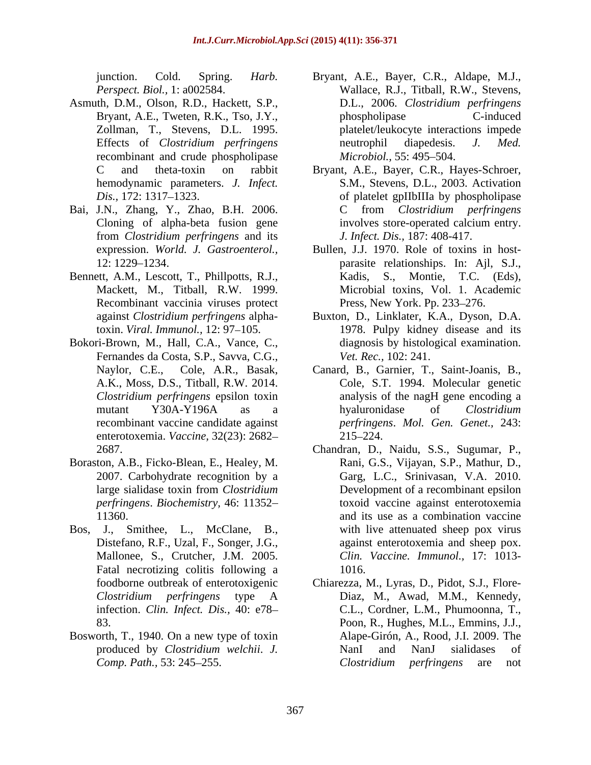junction. Cold. Spring. *Harb. Perspect. Biol.,* 1: a002584.

Asmuth, D.M., Olson, R.D., Hackett, S.P., Bryant, A.E., Tweten, R.K., Tso, J.Y., Zollman, T., Stevens, D.L. 1995. Effects of *Clostridium perfringens* recombinant and crude phospholipase C and theta-toxin on rabbit hemodynamic parameters. *J. Infect. Dis.,* 172: 1317–1323.

Bai, J.N., Zhang, Y., Zhao, B.H. 2006. Cloning of alpha-beta fusion gene from *Clostridium perfringens* and its expression. *World. J. Gastroenterol.,* 12: 1229–1234.

Bennett, A.M., Lescott, T., Phillpotts, R.J., Mackett, M., Titball, R.W. 1999. Recombinant vaccinia viruses protect against *Clostridium perfringens* alpha-toxin. *Viral. Immunol.,* 12: 97–105.

Bokori-Brown, M., Hall, C.A., Vance, C., Fernandes da Costa, S.P., Savva, C.G., Naylor, C.E., Cole, A.R., Basak, A.K., Moss, D.S., Titball, R.W. 2014. *Clostridium perfringens* epsilon toxin mutant Y30A-Y196A as a recombinant vaccine candidate against enterotoxemia. *Vaccine,* 32(23): 2682–2687.

Boraston, A.B., Ficko-Blean, E., Healey, M. 2007. Carbohydrate recognition by a large sialidase toxin from *Clostridium perfringens*. *Biochemistry,* 46: 11352–11360.

Bos, J., Smithee, L., McClane, B., Distefano, R.F., Uzal, F., Songer, J.G., Mallonee, S., Crutcher, J.M. 2005. Fatal necrotizing colitis following a foodborne outbreak of enterotoxigenic *Clostridium perfringens* type A infection. *Clin. Infect. Dis.,* 40: e78–83.

Bosworth, T., 1940. On a new type of toxin produced by *Clostridium welchii*. *J. Comp. Path.,* 53: 245–255.

Bryant, A.E., Bayer, C.R., Aldape, M.J., Wallace, R.J., Titball, R.W., Stevens, D.L., 2006. *Clostridium perfringens* phospholipase C-induced platelet/leukocyte interactions impede neutrophil diapedesis. *J. Med. Microbiol.,* 55: 495–504.

Bryant, A.E., Bayer, C.R., Hayes-Schroer, S.M., Stevens, D.L., 2003. Activation of platelet gpIIbIIIa by phospholipase C from *Clostridium perfringens* involves store-operated calcium entry. *J. Infect. Dis.,* 187: 408-417.

Bullen, J.J. 1970. Role of toxins in host-parasite relationships. In: Ajl, S.J., Kadis, S., Montie, T.C. (Eds), Microbial toxins, Vol. 1. Academic Press, New York. Pp. 233–276.

Buxton, D., Linklater, K.A., Dyson, D.A. 1978. Pulpy kidney disease and its diagnosis by histological examination. *Vet. Rec.,* 102: 241.

Canard, B., Garnier, T., Saint-Joanis, B., Cole, S.T. 1994. Molecular genetic analysis of the nagH gene encoding a hyaluronidase of *Clostridium perfringens*. *Mol. Gen. Genet.,* 243: 215–224.

Chandran, D., Naidu, S.S., Sugumar, P., Rani, G.S., Vijayan, S.P., Mathur, D., Garg, L.C., Srinivasan, V.A. 2010. Development of a recombinant epsilon toxoid vaccine against enterotoxemia and its use as a combination vaccine with live attenuated sheep pox virus against enterotoxemia and sheep pox. *Clin. Vaccine. Immunol.,* 17: 1013-1016.

Chiarezza, M., Lyras, D., Pidot, S.J., Flore-Diaz, M., Awad, M.M., Kennedy, C.L., Cordner, L.M., Phumoonna, T., Poon, R., Hughes, M.L., Emmins, J.J., Alape-Girón, A., Rood, J.I. 2009. The NanI and NanJ sialidases of *Clostridium perfringens* are not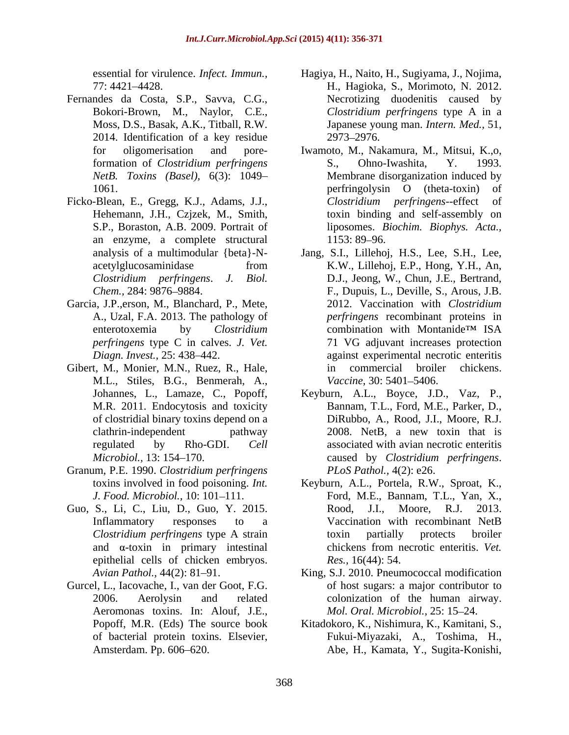essential for virulence. *Infect. Immun.,* 77: 4421–4428.

Fernandes da Costa, S.P., Savva, C.G., Bokori-Brown, M., Naylor, C.E., Moss, D.S., Basak, A.K., Titball, R.W. 2014. Identification of a key residue for oligomerisation and pore-formation of *Clostridium perfringens NetB. Toxins (Basel),* 6(3): 1049–1061.

Ficko-Blean, E., Gregg, K.J., Adams, J.J., Hehemann, J.H., Czjzek, M., Smith, S.P., Boraston, A.B. 2009. Portrait of an enzyme, a complete structural analysis of a multimodular {beta}-N-acetylglucosaminidase from *Clostridium perfringens*. *J. Biol. Chem.,* 284: 9876–9884.

Garcia, J.P.,erson, M., Blanchard, P., Mete, A., Uzal, F.A. 2013. The pathology of enterotoxemia by *Clostridium perfringens* type C in calves. *J. Vet. Diagn. Invest.,* 25: 438–442.

Gibert, M., Monier, M.N., Ruez, R., Hale, M.L., Stiles, B.G., Benmerah, A., Johannes, L., Lamaze, C., Popoff, M.R. 2011. Endocytosis and toxicity of clostridial binary toxins depend on a clathrin-independent pathway regulated by Rho-GDI. *Cell Microbiol.,* 13: 154–170.

Granum, P.E. 1990. *Clostridium perfringens* toxins involved in food poisoning. *Int. J. Food. Microbiol.,* 10: 101–111.

Guo, S., Li, C., Liu, D., Guo, Y. 2015. Inflammatory responses to a *Clostridium perfringens* type A strain and α-toxin in primary intestinal epithelial cells of chicken embryos. *Avian Pathol.,* 44(2): 81–91.

Gurcel, L., Iacovache, I., van der Goot, F.G. 2006. Aerolysin and related Aeromonas toxins. In: Alouf, J.E., Popoff, M.R. (Eds) The source book of bacterial protein toxins. Elsevier, Amsterdam. Pp. 606–620.

Hagiya, H., Naito, H., Sugiyama, J., Nojima, H., Hagioka, S., Morimoto, N. 2012. Necrotizing duodenitis caused by *Clostridium perfringens* type A in a Japanese young man. *Intern. Med.,* 51, 2973–2976.

Iwamoto, M., Nakamura, M., Mitsui, K.,o, S., Ohno-Iwashita, Y. 1993. Membrane disorganization induced by perfringolysin O (theta-toxin) of *Clostridium perfringens*--effect of toxin binding and self-assembly on liposomes. *Biochim. Biophys. Acta.,* 1153: 89–96.

Jang, S.I., Lillehoj, H.S., Lee, S.H., Lee, K.W., Lillehoj, E.P., Hong, Y.H., An, D.J., Jeong, W., Chun, J.E., Bertrand, F., Dupuis, L., Deville, S., Arous, J.B. 2012. Vaccination with *Clostridium perfringens* recombinant proteins in combination with Montanide™ ISA 71 VG adjuvant increases protection against experimental necrotic enteritis in commercial broiler chickens. *Vaccine,* 30: 5401–5406.

Keyburn, A.L., Boyce, J.D., Vaz, P., Bannam, T.L., Ford, M.E., Parker, D., DiRubbo, A., Rood, J.I., Moore, R.J. 2008. NetB, a new toxin that is associated with avian necrotic enteritis caused by *Clostridium perfringens*. *PLoS Pathol.,* 4(2): e26.

Keyburn, A.L., Portela, R.W., Sproat, K., Ford, M.E., Bannam, T.L., Yan, X., Rood, J.I., Moore, R.J. 2013. Vaccination with recombinant NetB toxin partially protects broiler chickens from necrotic enteritis. *Vet. Res.,* 16(44): 54.

King, S.J. 2010. Pneumococcal modification of host sugars: a major contributor to colonization of the human airway. *Mol. Oral. Microbiol.,* 25: 15–24.

Kitadokoro, K., Nishimura, K., Kamitani, S., Fukui-Miyazaki, A., Toshima, H., Abe, H., Kamata, Y., Sugita-Konishi,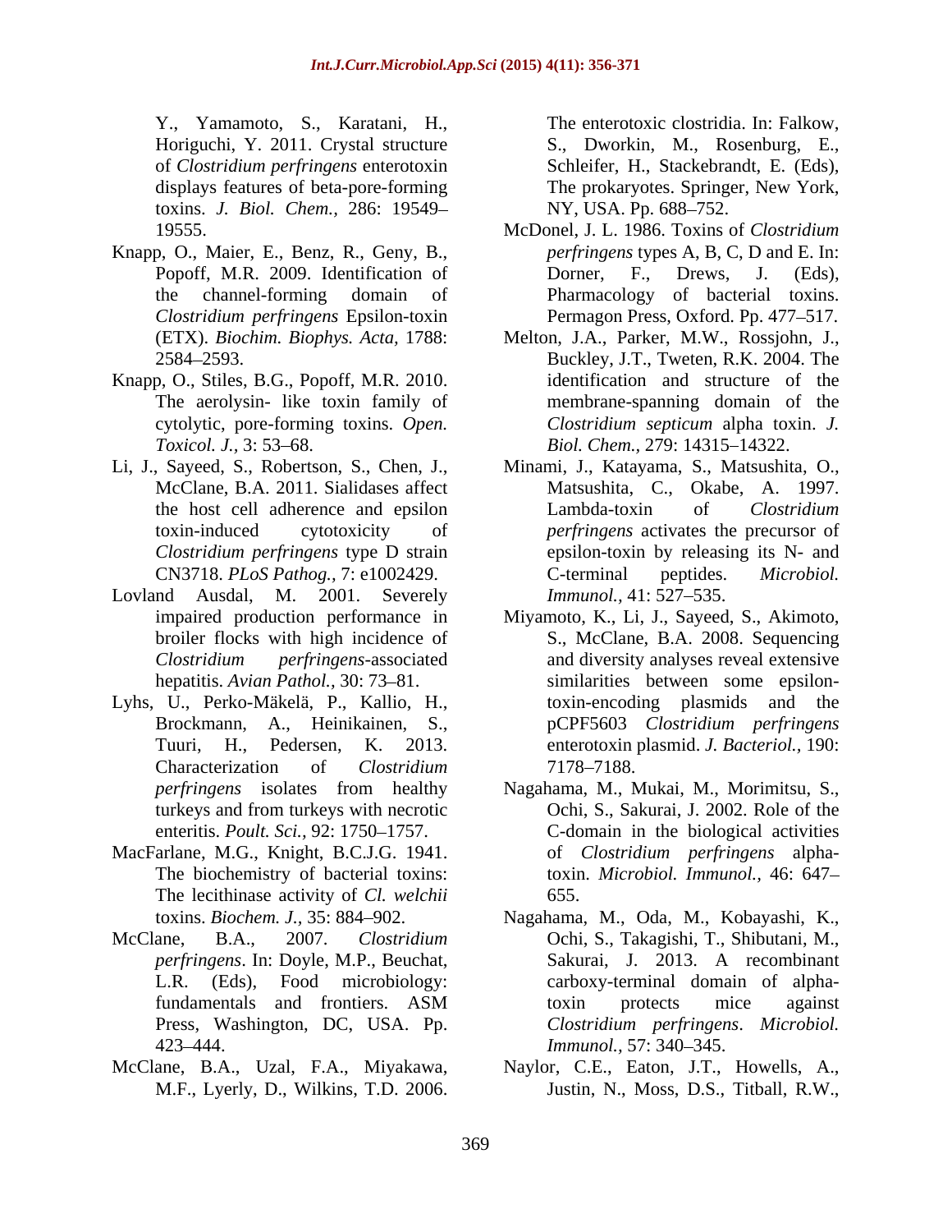Y., Yamamoto, S., Karatani, H., Horiguchi, Y. 2011. Crystal structure of *Clostridium perfringens* enterotoxin displays features of beta-pore-forming toxins. *J. Biol. Chem.,* 286: 19549–19555.

Knapp, O., Maier, E., Benz, R., Geny, B., Popoff, M.R. 2009. Identification of the channel-forming domain of *Clostridium perfringens* Epsilon-toxin (ETX). *Biochim. Biophys. Acta,* 1788: 2584–2593.

Knapp, O., Stiles, B.G., Popoff, M.R. 2010. The aerolysin- like toxin family of cytolytic, pore-forming toxins. *Open. Toxicol. J.,* 3: 53–68.

Li, J., Sayeed, S., Robertson, S., Chen, J., McClane, B.A. 2011. Sialidases affect the host cell adherence and epsilon toxin-induced cytotoxicity of *Clostridium perfringens* type D strain CN3718. *PLoS Pathog.,* 7: e1002429.

Lovland Ausdal, M. 2001. Severely impaired production performance in broiler flocks with high incidence of *Clostridium perfringens*-associated hepatitis. *Avian Pathol.,* 30: 73–81.

Lyhs, U., Perko-Mäkelä, P., Kallio, H., Brockmann, A., Heinikainen, S., Tuuri, H., Pedersen, K. 2013. Characterization of *Clostridium perfringens* isolates from healthy turkeys and from turkeys with necrotic enteritis. *Poult. Sci.,* 92: 1750–1757.

MacFarlane, M.G., Knight, B.C.J.G. 1941. The biochemistry of bacterial toxins: The lecithinase activity of *Cl. welchii* toxins. *Biochem. J.,* 35: 884–902.

McClane, B.A., 2007. *Clostridium perfringens*. In: Doyle, M.P., Beuchat, L.R. (Eds), Food microbiology: fundamentals and frontiers. ASM Press, Washington, DC, USA. Pp. 423–444.

McClane, B.A., Uzal, F.A., Miyakawa, M.F., Lyerly, D., Wilkins, T.D. 2006. The enterotoxic clostridia. In: Falkow, S., Dworkin, M., Rosenburg, E., Schleifer, H., Stackebrandt, E. (Eds), The prokaryotes. Springer, New York, NY, USA. Pp. 688–752.

McDonel, J. L. 1986. Toxins of *Clostridium perfringens* types A, B, C, D and E. In: Dorner, F., Drews, J. (Eds), Pharmacology of bacterial toxins. Permagon Press, Oxford. Pp. 477–517.

Melton, J.A., Parker, M.W., Rossjohn, J., Buckley, J.T., Tweten, R.K. 2004. The identification and structure of the membrane-spanning domain of the *Clostridium septicum* alpha toxin. *J. Biol. Chem.,* 279: 14315–14322.

Minami, J., Katayama, S., Matsushita, O., Matsushita, C., Okabe, A. 1997. Lambda-toxin of *Clostridium perfringens* activates the precursor of epsilon-toxin by releasing its N- and C-terminal peptides. *Microbiol. Immunol.,* 41: 527–535.

Miyamoto, K., Li, J., Sayeed, S., Akimoto, S., McClane, B.A. 2008. Sequencing and diversity analyses reveal extensive similarities between some epsilon-toxin-encoding plasmids and the pCPF5603 *Clostridium perfringens* enterotoxin plasmid. *J. Bacteriol.,* 190: 7178–7188.

Nagahama, M., Mukai, M., Morimitsu, S., Ochi, S., Sakurai, J. 2002. Role of the C-domain in the biological activities of *Clostridium perfringens* alpha-toxin. *Microbiol. Immunol.,* 46: 647–655.

Nagahama, M., Oda, M., Kobayashi, K., Ochi, S., Takagishi, T., Shibutani, M., Sakurai, J. 2013. A recombinant carboxy-terminal domain of alpha-toxin protects mice against *Clostridium perfringens*. *Microbiol. Immunol.,* 57: 340–345.

Naylor, C.E., Eaton, J.T., Howells, A., Justin, N., Moss, D.S., Titball, R.W.,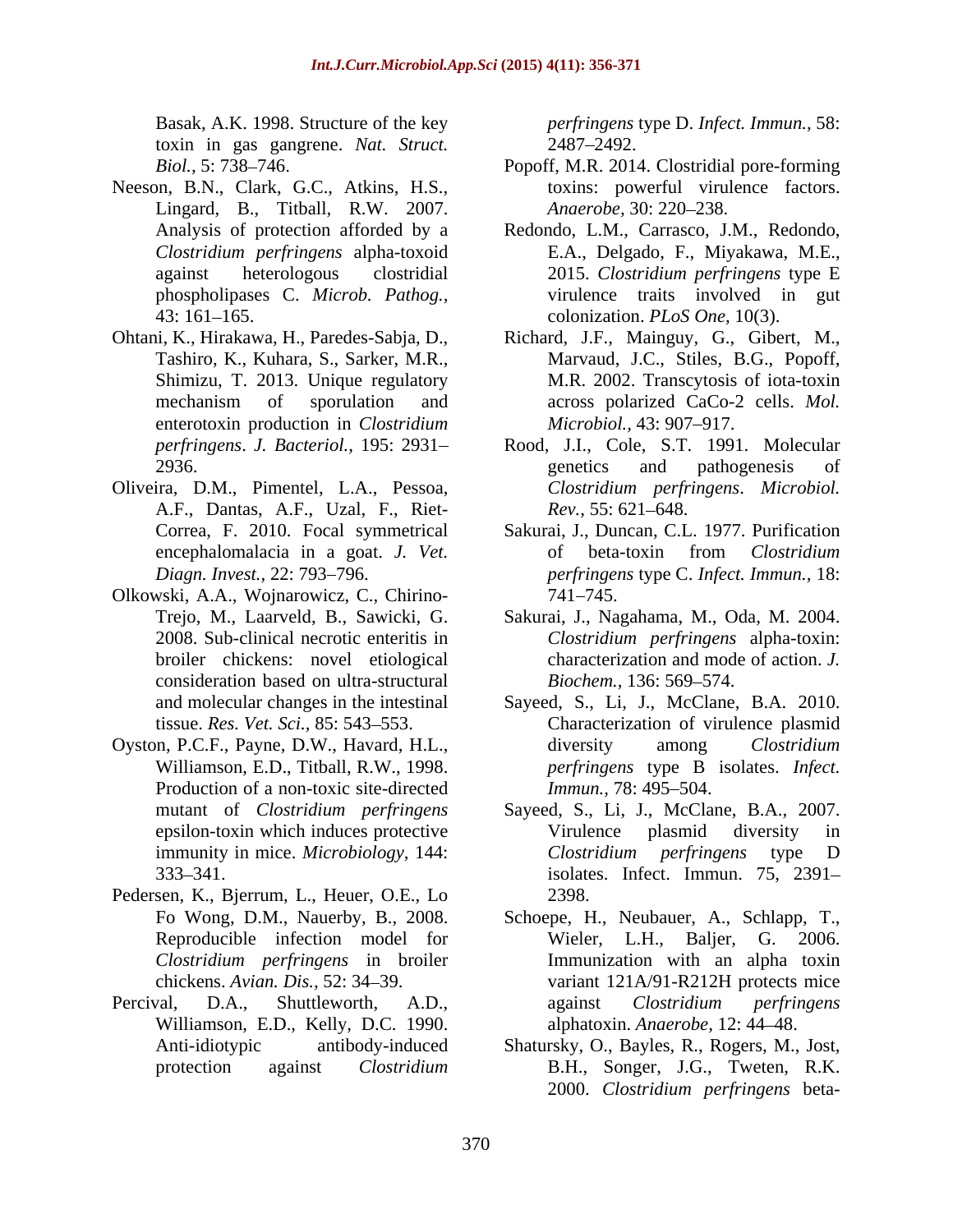Basak, A.K. 1998. Structure of the key toxin in gas gangrene. *Nat. Struct. Biol.,* 5: 738–746.

Neeson, B.N., Clark, G.C., Atkins, H.S., Lingard, B., Titball, R.W. 2007. Analysis of protection afforded by a *Clostridium perfringens* alpha-toxoid against heterologous clostridial phospholipases C. *Microb. Pathog.,* 43: 161–165.

Ohtani, K., Hirakawa, H., Paredes-Sabja, D., Tashiro, K., Kuhara, S., Sarker, M.R., Shimizu, T. 2013. Unique regulatory mechanism of sporulation and enterotoxin production in *Clostridium perfringens*. *J. Bacteriol.,* 195: 2931–2936.

Oliveira, D.M., Pimentel, L.A., Pessoa, A.F., Dantas, A.F., Uzal, F., Riet-Correa, F. 2010. Focal symmetrical encephalomalacia in a goat. *J. Vet. Diagn. Invest.,* 22: 793–796.

Olkowski, A.A., Wojnarowicz, C., Chirino-Trejo, M., Laarveld, B., Sawicki, G. 2008. Sub-clinical necrotic enteritis in broiler chickens: novel etiological consideration based on ultra-structural and molecular changes in the intestinal tissue. *Res. Vet. Sci.,* 85: 543–553.

Oyston, P.C.F., Payne, D.W., Havard, H.L., Williamson, E.D., Titball, R.W., 1998. Production of a non-toxic site-directed mutant of *Clostridium perfringens* epsilon-toxin which induces protective immunity in mice. *Microbiology,* 144: 333–341.

Pedersen, K., Bjerrum, L., Heuer, O.E., Lo Fo Wong, D.M., Nauerby, B., 2008. Reproducible infection model for *Clostridium perfringens* in broiler chickens. *Avian. Dis.,* 52: 34–39.

Percival, D.A., Shuttleworth, A.D., Williamson, E.D., Kelly, D.C. 1990. Anti-idiotypic antibody-induced protection against *Clostridium perfringens* type D. *Infect. Immun.,* 58: 2487–2492.

Popoff, M.R. 2014. Clostridial pore-forming toxins: powerful virulence factors. *Anaerobe,* 30: 220–238.

Redondo, L.M., Carrasco, J.M., Redondo, E.A., Delgado, F., Miyakawa, M.E., 2015. *Clostridium perfringens* type E virulence traits involved in gut colonization. *PLoS One,* 10(3).

Richard, J.F., Mainguy, G., Gibert, M., Marvaud, J.C., Stiles, B.G., Popoff, M.R. 2002. Transcytosis of iota-toxin across polarized CaCo-2 cells. *Mol. Microbiol.,* 43: 907–917.

Rood, J.I., Cole, S.T. 1991. Molecular genetics and pathogenesis of *Clostridium perfringens*. *Microbiol. Rev.,* 55: 621–648.

Sakurai, J., Duncan, C.L. 1977. Purification of beta-toxin from *Clostridium perfringens* type C. *Infect. Immun.,* 18: 741–745.

Sakurai, J., Nagahama, M., Oda, M. 2004. *Clostridium perfringens* alpha-toxin: characterization and mode of action. *J. Biochem.,* 136: 569–574.

Sayeed, S., Li, J., McClane, B.A. 2010. Characterization of virulence plasmid diversity among *Clostridium perfringens* type B isolates. *Infect. Immun.,* 78: 495–504.

Sayeed, S., Li, J., McClane, B.A., 2007. Virulence plasmid diversity in *Clostridium perfringens* type D isolates. Infect. Immun. 75, 2391–2398.

Schoepe, H., Neubauer, A., Schlapp, T., Wieler, L.H., Baljer, G. 2006. Immunization with an alpha toxin variant 121A/91-R212H protects mice against *Clostridium perfringens* alphatoxin. *Anaerobe,* 12: 44–48.

Shatursky, O., Bayles, R., Rogers, M., Jost, B.H., Songer, J.G., Tweten, R.K. 2000. *Clostridium perfringens* beta-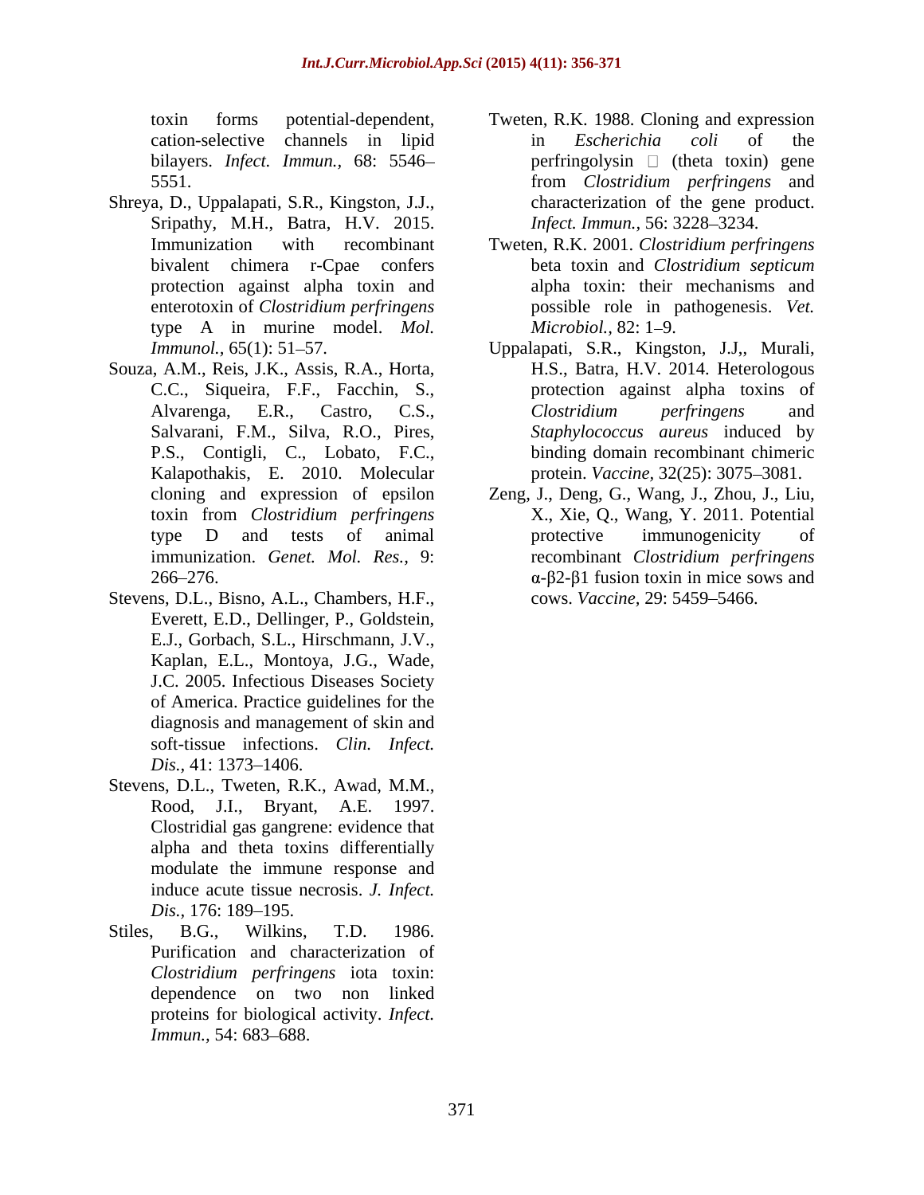toxin forms potential-dependent, cation-selective channels in lipid bilayers. *Infect. Immun.,* 68: 5546–5551.

Shreya, D., Uppalapati, S.R., Kingston, J.J., Sripathy, M.H., Batra, H.V. 2015. Immunization with recombinant bivalent chimera r-Cpae confers protection against alpha toxin and enterotoxin of *Clostridium perfringens* type A in murine model. *Mol. Immunol.,* 65(1): 51–57.

Souza, A.M., Reis, J.K., Assis, R.A., Horta, C.C., Siqueira, F.F., Facchin, S., Alvarenga, E.R., Castro, C.S., Salvarani, F.M., Silva, R.O., Pires, P.S., Contigli, C., Lobato, F.C., Kalapothakis, E. 2010. Molecular cloning and expression of epsilon toxin from *Clostridium perfringens* type D and tests of animal immunization. *Genet. Mol. Res.,* 9: 266–276.

Stevens, D.L., Bisno, A.L., Chambers, H.F., Everett, E.D., Dellinger, P., Goldstein, E.J., Gorbach, S.L., Hirschmann, J.V., Kaplan, E.L., Montoya, J.G., Wade, J.C. 2005. Infectious Diseases Society of America. Practice guidelines for the diagnosis and management of skin and soft-tissue infections. *Clin. Infect. Dis.,* 41: 1373–1406.

Stevens, D.L., Tweten, R.K., Awad, M.M., Rood, J.I., Bryant, A.E. 1997. Clostridial gas gangrene: evidence that alpha and theta toxins differentially modulate the immune response and induce acute tissue necrosis. *J. Infect. Dis.,* 176: 189–195.

Stiles, B.G., Wilkins, T.D. 1986. Purification and characterization of *Clostridium perfringens* iota toxin: dependence on two non linked proteins for biological activity. *Infect. Immun.,* 54: 683–688.

Tweten, R.K. 1988. Cloning and expression in *Escherichia coli* of the perfringolysin  (theta toxin) gene from *Clostridium perfringens* and characterization of the gene product. *Infect. Immun.,* 56: 3228–3234.

Tweten, R.K. 2001. *Clostridium perfringens* beta toxin and *Clostridium septicum* alpha toxin: their mechanisms and possible role in pathogenesis. *Vet. Microbiol.,* 82: 1–9.

Uppalapati, S.R., Kingston, J.J,, Murali, H.S., Batra, H.V. 2014. Heterologous protection against alpha toxins of *Clostridium perfringens* and *Staphylococcus aureus* induced by binding domain recombinant chimeric protein. *Vaccine,* 32(25): 3075–3081.

Zeng, J., Deng, G., Wang, J., Zhou, J., Liu, X., Xie, Q., Wang, Y. 2011. Potential protective immunogenicity of recombinant *Clostridium perfringens* α-β2-β1 fusion toxin in mice sows and cows. *Vaccine,* 29: 5459–5466.